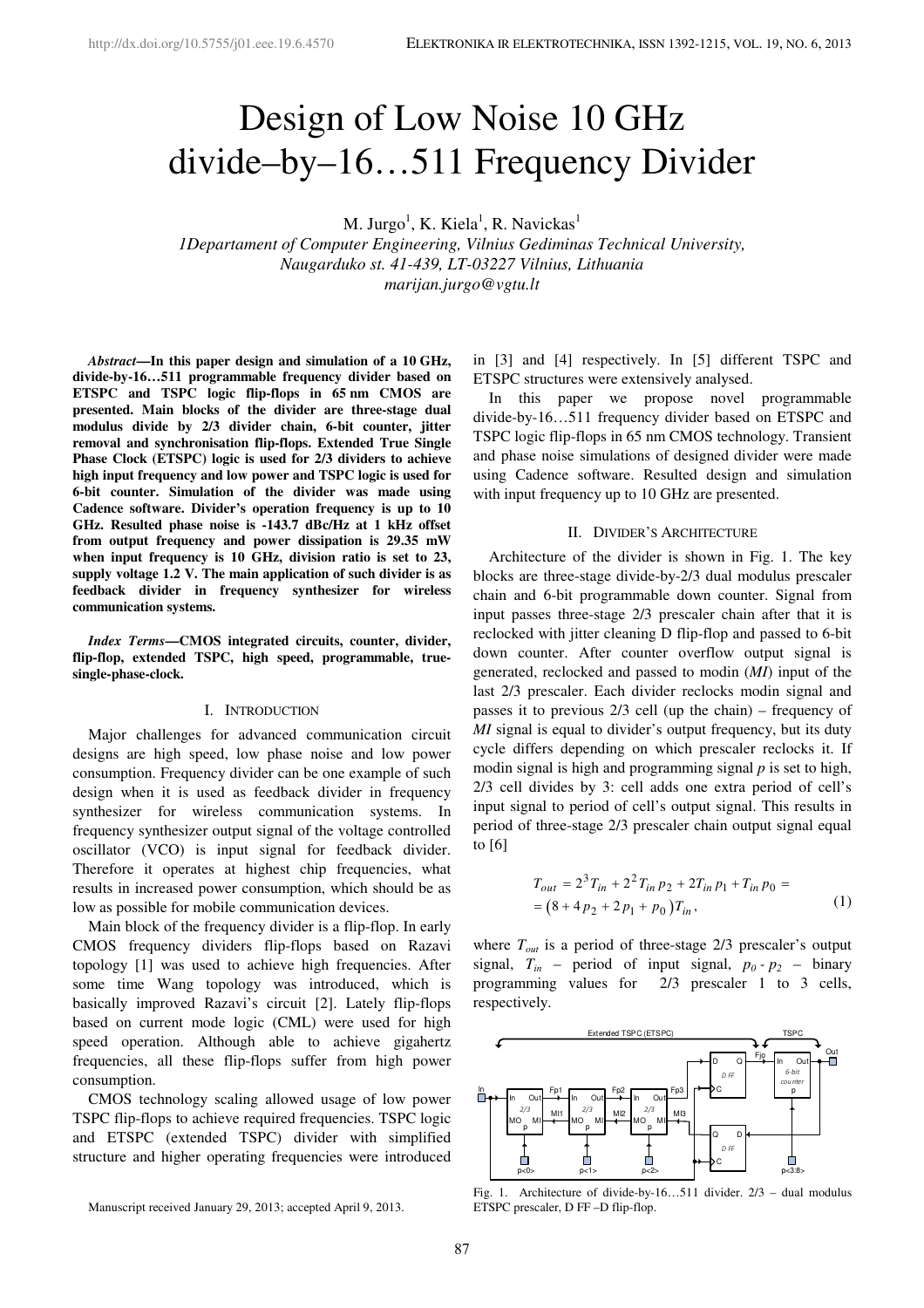# Design of Low Noise 10 GHz divide–by–16…511 Frequency Divider

M. Jurgo[1], K. Kiela[1], R. Navickas[1]

*1Departament of Computer Engineering, Vilnius Gediminas Technical University, Naugarduko st. 41-439, LT-03227 Vilnius, Lithuania*
*marijan.jurgo@vgtu.lt*

***Abstract*****—In this paper design and simulation of a 10 GHz, divide-by-16…511 programmable frequency divider based on ETSPC and TSPC logic flip-flops in 65 nm CMOS are presented. Main blocks of the divider are three-stage dual modulus divide by 2/3 divider chain, 6-bit counter, jitter removal and synchronisation flip-flops. Extended True Single Phase Clock (ETSPC) logic is used for 2/3 dividers to achieve high input frequency and low power and TSPC logic is used for 6-bit counter. Simulation of the divider was made using Cadence software. Divider's operation frequency is up to 10 GHz. Resulted phase noise is -143.7 dBc/Hz at 1 kHz offset from output frequency and power dissipation is 29.35 mW when input frequency is 10 GHz, division ratio is set to 23, supply voltage 1.2 V. The main application of such divider is as feedback divider in frequency synthesizer for wireless communication systems.**

***Index Terms*****—CMOS integrated circuits, counter, divider, flip-flop, extended TSPC, high speed, programmable, true-single-phase-clock.**

## I. Introduction

Major challenges for advanced communication circuit designs are high speed, low phase noise and low power consumption. Frequency divider can be one example of such design when it is used as feedback divider in frequency synthesizer for wireless communication systems. In frequency synthesizer output signal of the voltage controlled oscillator (VCO) is input signal for feedback divider. Therefore it operates at highest chip frequencies, what results in increased power consumption, which should be as low as possible for mobile communication devices.

Main block of the frequency divider is a flip-flop. In early CMOS frequency dividers flip-flops based on Razavi topology [1] was used to achieve high frequencies. After some time Wang topology was introduced, which is basically improved Razavi's circuit [2]. Lately flip-flops based on current mode logic (CML) were used for high speed operation. Although able to achieve gigahertz frequencies, all these flip-flops suffer from high power consumption.

CMOS technology scaling allowed usage of low power TSPC flip-flops to achieve required frequencies. TSPC logic and ETSPC (extended TSPC) divider with simplified structure and higher operating frequencies were introduced in [3] and [4] respectively. In [5] different TSPC and ETSPC structures were extensively analysed.

In this paper we propose novel programmable divide-by-16…511 frequency divider based on ETSPC and TSPC logic flip-flops in 65 nm CMOS technology. Transient and phase noise simulations of designed divider were made using Cadence software. Resulted design and simulation with input frequency up to 10 GHz are presented.

## II. Divider's Architecture

Architecture of the divider is shown in Fig. 1. The key blocks are three-stage divide-by-2/3 dual modulus prescaler chain and 6-bit programmable down counter. Signal from input passes three-stage 2/3 prescaler chain after that it is reclocked with jitter cleaning D flip-flop and passed to 6-bit down counter. After counter overflow output signal is generated, reclocked and passed to modin (*MI*) input of the last 2/3 prescaler. Each divider reclocks modin signal and passes it to previous 2/3 cell (up the chain) – frequency of *MI* signal is equal to divider's output frequency, but its duty cycle differs depending on which prescaler reclocks it. If modin signal is high and programming signal *p* is set to high, 2/3 cell divides by 3: cell adds one extra period of cell's input signal to period of cell's output signal. This results in period of three-stage 2/3 prescaler chain output signal equal to [6]

$$T_{out} = 2^3 T_{in} + 2^2 T_{in} p_2 + 2T_{in} p_1 + T_{in} p_0 = \\ = \left(8 + 4p_2 + 2p_1 + p_0\right) T_{in}, \tag{1}$$

where $T_{out}$ is a period of three-stage 2/3 prescaler's output signal, $T_{in}$ – period of input signal, $p_0$ - $p_2$ – binary programming values for 2/3 prescaler 1 to 3 cells, respectively.

Fig. 1. Architecture of divide-by-16…511 divider. 2/3 – dual modulus ETSPC prescaler, D FF –D flip-flop.

Manuscript received January 29, 2013; accepted April 9, 2013.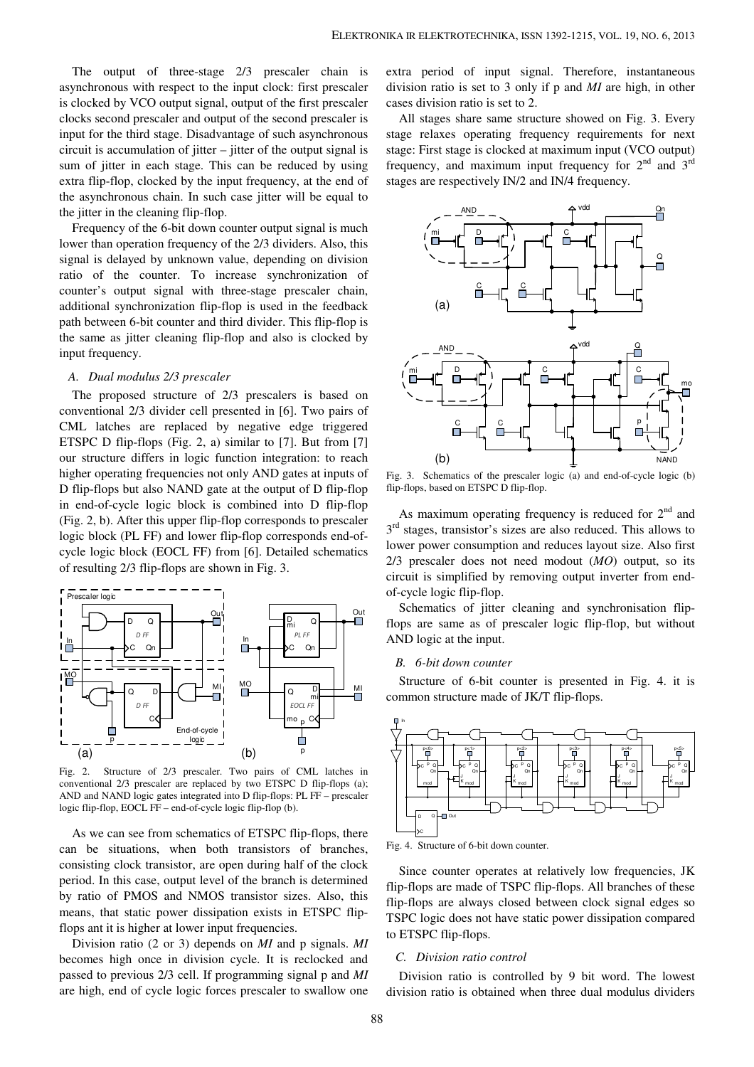The output of three-stage 2/3 prescaler chain is asynchronous with respect to the input clock: first prescaler is clocked by VCO output signal, output of the first prescaler clocks second prescaler and output of the second prescaler is input for the third stage. Disadvantage of such asynchronous circuit is accumulation of jitter – jitter of the output signal is sum of jitter in each stage. This can be reduced by using extra flip-flop, clocked by the input frequency, at the end of the asynchronous chain. In such case jitter will be equal to the jitter in the cleaning flip-flop.

Frequency of the 6-bit down counter output signal is much lower than operation frequency of the 2/3 dividers. Also, this signal is delayed by unknown value, depending on division ratio of the counter. To increase synchronization of counter's output signal with three-stage prescaler chain, additional synchronization flip-flop is used in the feedback path between 6-bit counter and third divider. This flip-flop is the same as jitter cleaning flip-flop and also is clocked by input frequency.

### A. Dual modulus 2/3 prescaler

The proposed structure of 2/3 prescalers is based on conventional 2/3 divider cell presented in [6]. Two pairs of CML latches are replaced by negative edge triggered ETSPC D flip-flops (Fig. 2, a) similar to [7]. But from [7] our structure differs in logic function integration: to reach higher operating frequencies not only AND gates at inputs of D flip-flops but also NAND gate at the output of D flip-flop in end-of-cycle logic block is combined into D flip-flop (Fig. 2, b). After this upper flip-flop corresponds to prescaler logic block (PL FF) and lower flip-flop corresponds end-of-cycle logic block (EOCL FF) from [6]. Detailed schematics of resulting 2/3 flip-flops are shown in Fig. 3.

Fig. 2. Structure of 2/3 prescaler. Two pairs of CML latches in conventional 2/3 prescaler are replaced by two ETSPC D flip-flops (a); AND and NAND logic gates integrated into D flip-flops: PL FF – prescaler logic flip-flop, EOCL FF – end-of-cycle logic flip-flop (b).

As we can see from schematics of ETSPC flip-flops, there can be situations, when both transistors of branches, consisting clock transistor, are open during half of the clock period. In this case, output level of the branch is determined by ratio of PMOS and NMOS transistor sizes. Also, this means, that static power dissipation exists in ETSPC flip-flops ant it is higher at lower input frequencies.

Division ratio (2 or 3) depends on *MI* and p signals. *MI* becomes high once in division cycle. It is reclocked and passed to previous 2/3 cell. If programming signal p and *MI* are high, end of cycle logic forces prescaler to swallow one extra period of input signal. Therefore, instantaneous division ratio is set to 3 only if p and *MI* are high, in other cases division ratio is set to 2.

All stages share same structure showed on Fig. 3. Every stage relaxes operating frequency requirements for next stage: First stage is clocked at maximum input (VCO output) frequency, and maximum input frequency for 2[nd] and 3[rd] stages are respectively IN/2 and IN/4 frequency.

Fig. 3. Schematics of the prescaler logic (a) and end-of-cycle logic (b) flip-flops, based on ETSPC D flip-flop.

As maximum operating frequency is reduced for 2[nd] and 3[rd] stages, transistor's sizes are also reduced. This allows to lower power consumption and reduces layout size. Also first 2/3 prescaler does not need modout (*MO*) output, so its circuit is simplified by removing output inverter from end-of-cycle logic flip-flop.

Schematics of jitter cleaning and synchronisation flip-flops are same as of prescaler logic flip-flop, but without AND logic at the input.

### B. 6-bit down counter

Structure of 6-bit counter is presented in Fig. 4. it is common structure made of JK/T flip-flops.

Fig. 4. Structure of 6-bit down counter.

Since counter operates at relatively low frequencies, JK flip-flops are made of TSPC flip-flops. All branches of these flip-flops are always closed between clock signal edges so TSPC logic does not have static power dissipation compared to ETSPC flip-flops.

### C. Division ratio control

Division ratio is controlled by 9 bit word. The lowest division ratio is obtained when three dual modulus dividers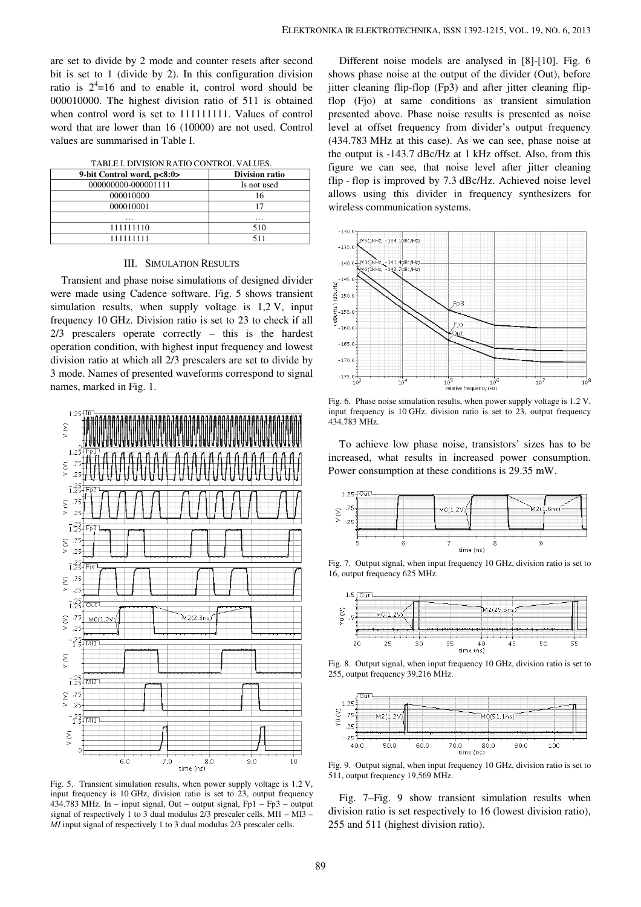are set to divide by 2 mode and counter resets after second bit is set to 1 (divide by 2). In this configuration division ratio is $2^4$=16 and to enable it, control word should be 000010000. The highest division ratio of 511 is obtained when control word is set to 111111111. Values of control word that are lower than 16 (10000) are not used. Control values are summarised in Table I.

TABLE I. DIVISION RATIO CONTROL VALUES.

| 9-bit Control word, p<8:0> | Division ratio |
| --- | --- |
| 000000000-000001111 | Is not used |
| 000010000 | 16 |
| 000010001 | 17 |
| … | … |
| 111111110 | 510 |
| 111111111 | 511 |

## III. Simulation Results

Transient and phase noise simulations of designed divider were made using Cadence software. Fig. 5 shows transient simulation results, when supply voltage is 1,2 V, input frequency 10 GHz. Division ratio is set to 23 to check if all 2/3 prescalers operate correctly – this is the hardest operation condition, with highest input frequency and lowest division ratio at which all 2/3 prescalers are set to divide by 3 mode. Names of presented waveforms correspond to signal names, marked in Fig. 1.

Fig. 5. Transient simulation results, when power supply voltage is 1.2 V, input frequency is 10 GHz, division ratio is set to 23, output frequency 434.783 MHz. In – input signal, Out – output signal, Fp1 – Fp3 – output signal of respectively 1 to 3 dual modulus 2/3 prescaler cells, MI1 – MI3 – *MI* input signal of respectively 1 to 3 dual modulus 2/3 prescaler cells.

Different noise models are analysed in [8]-[10]. Fig. 6 shows phase noise at the output of the divider (Out), before jitter cleaning flip-flop (Fp3) and after jitter cleaning flip-flop (Fjo) at same conditions as transient simulation presented above. Phase noise results is presented as noise level at offset frequency from divider's output frequency (434.783 MHz at this case). As we can see, phase noise at the output is -143.7 dBc/Hz at 1 kHz offset. Also, from this figure we can see, that noise level after jitter cleaning flip - flop is improved by 7.3 dBc/Hz. Achieved noise level allows using this divider in frequency synthesizers for wireless communication systems.

Fig. 6. Phase noise simulation results, when power supply voltage is 1.2 V, input frequency is 10 GHz, division ratio is set to 23, output frequency 434.783 MHz.

To achieve low phase noise, transistors' sizes has to be increased, what results in increased power consumption. Power consumption at these conditions is 29.35 mW.

Fig. 7. Output signal, when input frequency 10 GHz, division ratio is set to 16, output frequency 625 MHz.

Fig. 8. Output signal, when input frequency 10 GHz, division ratio is set to 255, output frequency 39,216 MHz.

Fig. 9. Output signal, when input frequency 10 GHz, division ratio is set to 511, output frequency 19,569 MHz.

Fig. 7–Fig. 9 show transient simulation results when division ratio is set respectively to 16 (lowest division ratio), 255 and 511 (highest division ratio).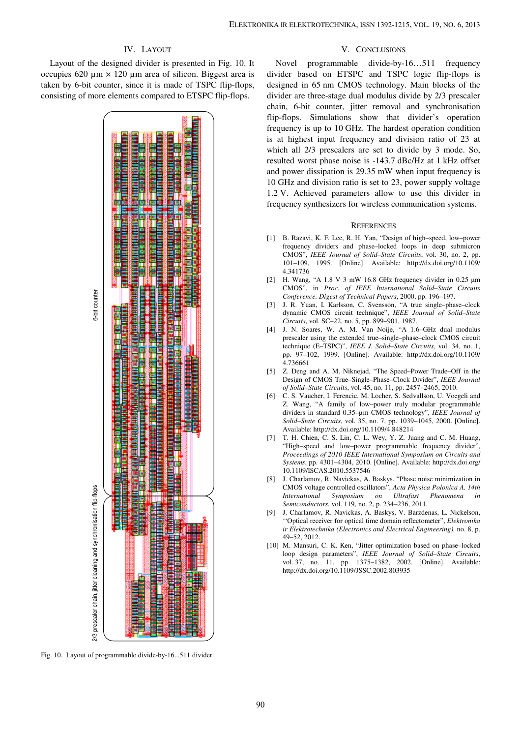## IV. LAYOUT

Layout of the designed divider is presented in Fig. 10. It occupies 620 µm × 120 µm area of silicon. Biggest area is taken by 6-bit counter, since it is made of TSPC flip-flops, consisting of more elements compared to ETSPC flip-flops.

6-bit counter

2/3 prescaler chain, jitter cleaning and synchronisation flip-flops

Fig. 10. Layout of programmable divide-by-16...511 divider.

## V. CONCLUSIONS

Novel programmable divide-by-16…511 frequency divider based on ETSPC and TSPC logic flip-flops is designed in 65 nm CMOS technology. Main blocks of the divider are three-stage dual modulus divide by 2/3 prescaler chain, 6-bit counter, jitter removal and synchronisation flip-flops. Simulations show that divider's operation frequency is up to 10 GHz. The hardest operation condition is at highest input frequency and division ratio of 23 at which all 2/3 prescalers are set to divide by 3 mode. So, resulted worst phase noise is -143.7 dBc/Hz at 1 kHz offset and power dissipation is 29.35 mW when input frequency is 10 GHz and division ratio is set to 23, power supply voltage 1.2 V. Achieved parameters allow to use this divider in frequency synthesizers for wireless communication systems.

## REFERENCES

[1] B. Razavi, K. F. Lee, R. H. Yan, "Design of high–speed, low–power frequency dividers and phase–locked loops in deep submicron CMOS", *IEEE Journal of Solid–State Circuits*, vol. 30, no. 2, pp. 101–109, 1995. [Online]. Available: http://dx.doi.org/10.1109/4.341736

[2] H. Wang, "A 1.8 V 3 mW 16.8 GHz frequency divider in 0.25 µm CMOS", in *Proc. of IEEE International Solid–State Circuits Conference. Digest of Technical Papers*, 2000, pp. 196–197.

[3] J. R. Yuan, I. Karlsson, C. Svensson, "A true single–phase–clock dynamic CMOS circuit technique", *IEEE Journal of Solid–State Circuits*, vol. SC–22, no. 5, pp. 899–901, 1987.

[4] J. N. Soares, W. A. M. Van Noije, "A 1.6–GHz dual modulus prescaler using the extended true–single–phase–clock CMOS circuit technique (E–TSPC)", *IEEE J. Solid–State Circuits*, vol. 34, no. 1, pp. 97–102, 1999. [Online]. Available: http://dx.doi.org/10.1109/4.736661

[5] Z. Deng and A. M. Niknejad, "The Speed–Power Trade–Off in the Design of CMOS True–Single–Phase–Clock Divider", *IEEE Journal of Solid–State Circuits*, vol. 45, no. 11, pp. 2457–2465, 2010.

[6] C. S. Vaucher, I. Ferencic, M. Locher, S. Sedvallson, U. Voegeli and Z. Wang, "A family of low–power truly modular programmable dividers in standard 0.35–µm CMOS technology", *IEEE Journal of Solid–State Circuits*, vol. 35, no. 7, pp. 1039–1045, 2000. [Online]. Available: http://dx.doi.org/10.1109/4.848214

[7] T. H. Chien, C. S. Lin, C. L. Wey, Y. Z. Juang and C. M. Huang, "High–speed and low–power programmable frequency divider", *Proceedings of 2010 IEEE International Symposium on Circuits and Systems*, pp. 4301–4304, 2010. [Online]. Available: http://dx.doi.org/10.1109/ISCAS.2010.5537546

[8] J. Charlamov, R. Navickas, A. Baskys. "Phase noise minimization in CMOS voltage controlled oscillators", *Acta Physica Polonica A. 14th International Symposium on Ultrafast Phenomena in Semiconductors.* vol. 119, no. 2, p. 234–236, 2011.

[9] J. Charlamov, R. Navickas, A. Baskys, V. Barzdenas, L. Nickelson, ''Optical receiver for optical time domain reflectometer", *Elektronika ir Elektrotechnika (Electronics and Electrical Engineering),* no. 8, p. 49–52, 2012.

[10] M. Mansuri, C. K. Ken, "Jitter optimization based on phase–locked loop design parameters", *IEEE Journal of Solid–State Circuits*, vol. 37, no. 11, pp. 1375–1382, 2002. [Online]. Available: http://dx.doi.org/10.1109/JSSC.2002.803935